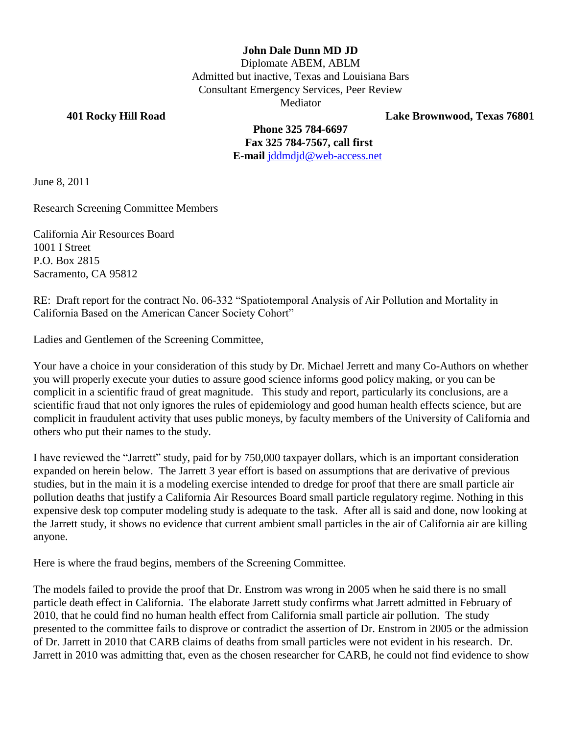**John Dale Dunn MD JD**
Diplomate ABEM, ABLM
Admitted but inactive, Texas and Louisiana Bars
Consultant Emergency Services, Peer Review
Mediator

**401 Rocky Hill Road** **Lake Brownwood, Texas 76801**

**Phone 325 784-6697**
**Fax 325 784-7567, call first**
**E-mail** jddmdjd@web-access.net

June 8, 2011

Research Screening Committee Members

California Air Resources Board
1001 I Street
P.O. Box 2815
Sacramento, CA 95812

RE: Draft report for the contract No. 06-332 "Spatiotemporal Analysis of Air Pollution and Mortality in California Based on the American Cancer Society Cohort"

Ladies and Gentlemen of the Screening Committee,

Your have a choice in your consideration of this study by Dr. Michael Jerrett and many Co-Authors on whether you will properly execute your duties to assure good science informs good policy making, or you can be complicit in a scientific fraud of great magnitude. This study and report, particularly its conclusions, are a scientific fraud that not only ignores the rules of epidemiology and good human health effects science, but are complicit in fraudulent activity that uses public moneys, by faculty members of the University of California and others who put their names to the study.

I have reviewed the "Jarrett" study, paid for by 750,000 taxpayer dollars, which is an important consideration expanded on herein below. The Jarrett 3 year effort is based on assumptions that are derivative of previous studies, but in the main it is a modeling exercise intended to dredge for proof that there are small particle air pollution deaths that justify a California Air Resources Board small particle regulatory regime. Nothing in this expensive desk top computer modeling study is adequate to the task. After all is said and done, now looking at the Jarrett study, it shows no evidence that current ambient small particles in the air of California air are killing anyone.

Here is where the fraud begins, members of the Screening Committee.

The models failed to provide the proof that Dr. Enstrom was wrong in 2005 when he said there is no small particle death effect in California. The elaborate Jarrett study confirms what Jarrett admitted in February of 2010, that he could find no human health effect from California small particle air pollution. The study presented to the committee fails to disprove or contradict the assertion of Dr. Enstrom in 2005 or the admission of Dr. Jarrett in 2010 that CARB claims of deaths from small particles were not evident in his research. Dr. Jarrett in 2010 was admitting that, even as the chosen researcher for CARB, he could not find evidence to show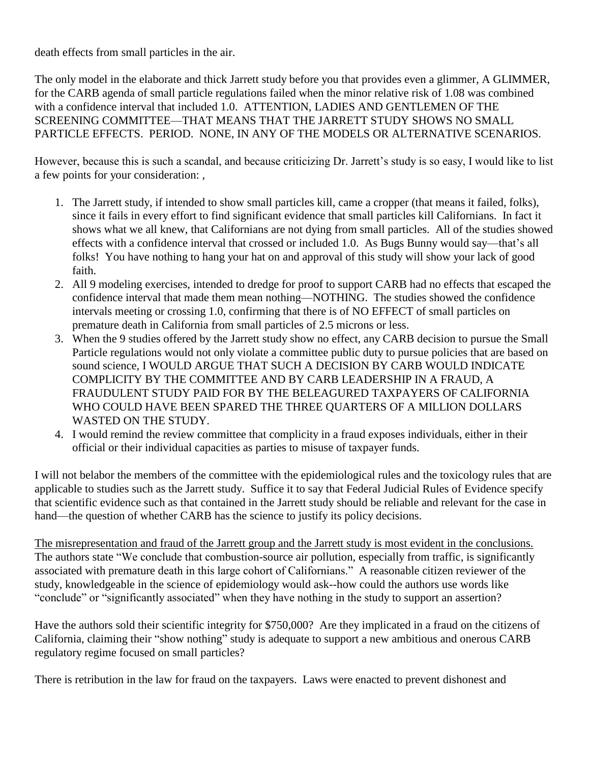death effects from small particles in the air.

The only model in the elaborate and thick Jarrett study before you that provides even a glimmer, A GLIMMER, for the CARB agenda of small particle regulations failed when the minor relative risk of 1.08 was combined with a confidence interval that included 1.0. ATTENTION, LADIES AND GENTLEMEN OF THE SCREENING COMMITTEE—THAT MEANS THAT THE JARRETT STUDY SHOWS NO SMALL PARTICLE EFFECTS. PERIOD. NONE, IN ANY OF THE MODELS OR ALTERNATIVE SCENARIOS.

However, because this is such a scandal, and because criticizing Dr. Jarrett's study is so easy, I would like to list a few points for your consideration: ,

1. The Jarrett study, if intended to show small particles kill, came a cropper (that means it failed, folks), since it fails in every effort to find significant evidence that small particles kill Californians. In fact it shows what we all knew, that Californians are not dying from small particles. All of the studies showed effects with a confidence interval that crossed or included 1.0. As Bugs Bunny would say—that's all folks! You have nothing to hang your hat on and approval of this study will show your lack of good faith.
2. All 9 modeling exercises, intended to dredge for proof to support CARB had no effects that escaped the confidence interval that made them mean nothing—NOTHING. The studies showed the confidence intervals meeting or crossing 1.0, confirming that there is of NO EFFECT of small particles on premature death in California from small particles of 2.5 microns or less.
3. When the 9 studies offered by the Jarrett study show no effect, any CARB decision to pursue the Small Particle regulations would not only violate a committee public duty to pursue policies that are based on sound science, I WOULD ARGUE THAT SUCH A DECISION BY CARB WOULD INDICATE COMPLICITY BY THE COMMITTEE AND BY CARB LEADERSHIP IN A FRAUD, A FRAUDULENT STUDY PAID FOR BY THE BELEAGURED TAXPAYERS OF CALIFORNIA WHO COULD HAVE BEEN SPARED THE THREE QUARTERS OF A MILLION DOLLARS WASTED ON THE STUDY.
4. I would remind the review committee that complicity in a fraud exposes individuals, either in their official or their individual capacities as parties to misuse of taxpayer funds.

I will not belabor the members of the committee with the epidemiological rules and the toxicology rules that are applicable to studies such as the Jarrett study. Suffice it to say that Federal Judicial Rules of Evidence specify that scientific evidence such as that contained in the Jarrett study should be reliable and relevant for the case in hand—the question of whether CARB has the science to justify its policy decisions.

<u>The misrepresentation and fraud of the Jarrett group and the Jarrett study is most evident in the conclusions.</u> The authors state "We conclude that combustion-source air pollution, especially from traffic, is significantly associated with premature death in this large cohort of Californians." A reasonable citizen reviewer of the study, knowledgeable in the science of epidemiology would ask--how could the authors use words like "conclude" or "significantly associated" when they have nothing in the study to support an assertion?

Have the authors sold their scientific integrity for $750,000? Are they implicated in a fraud on the citizens of California, claiming their "show nothing" study is adequate to support a new ambitious and onerous CARB regulatory regime focused on small particles?

There is retribution in the law for fraud on the taxpayers. Laws were enacted to prevent dishonest and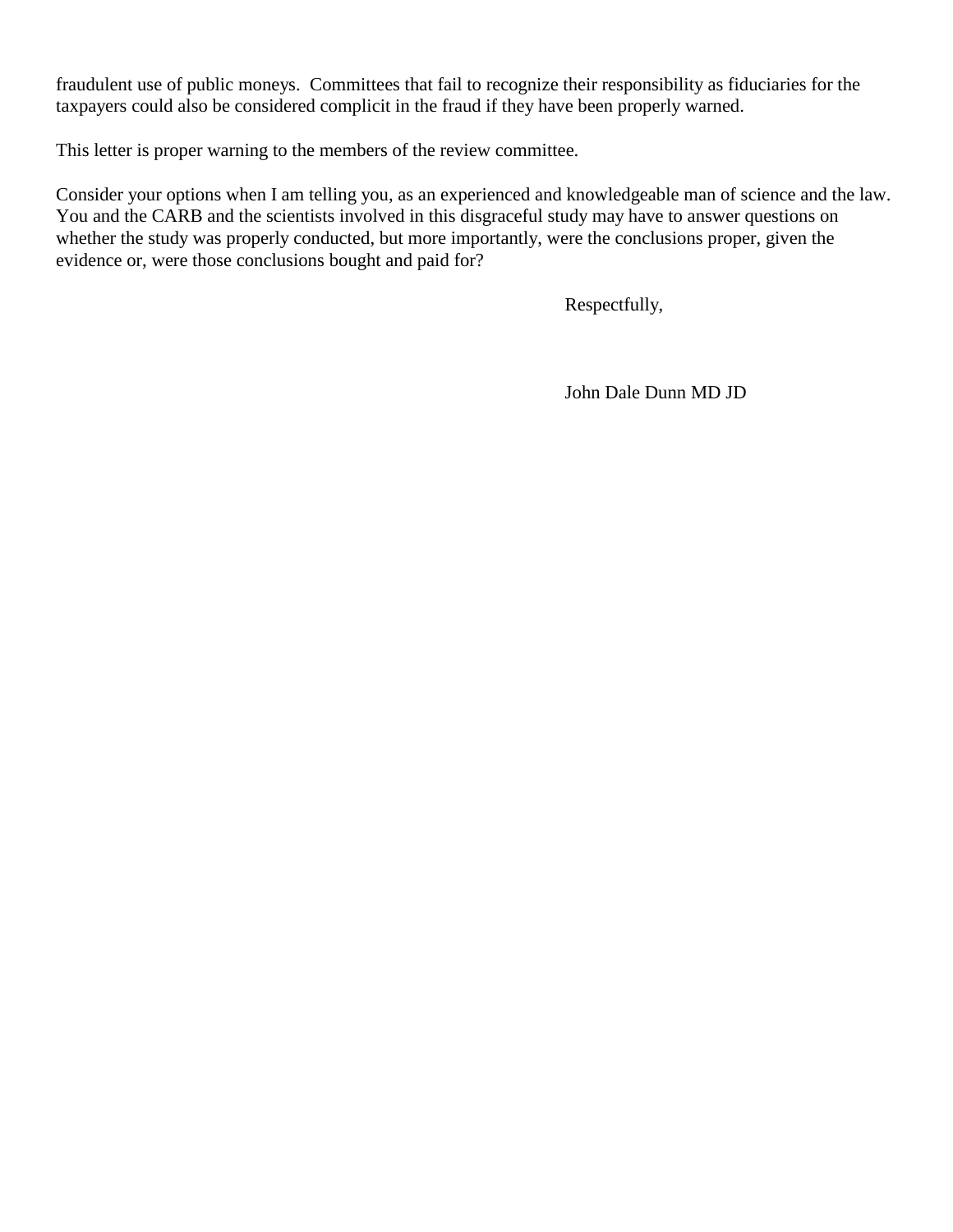fraudulent use of public moneys. Committees that fail to recognize their responsibility as fiduciaries for the taxpayers could also be considered complicit in the fraud if they have been properly warned.

This letter is proper warning to the members of the review committee.

Consider your options when I am telling you, as an experienced and knowledgeable man of science and the law. You and the CARB and the scientists involved in this disgraceful study may have to answer questions on whether the study was properly conducted, but more importantly, were the conclusions proper, given the evidence or, were those conclusions bought and paid for?

Respectfully,

John Dale Dunn MD JD